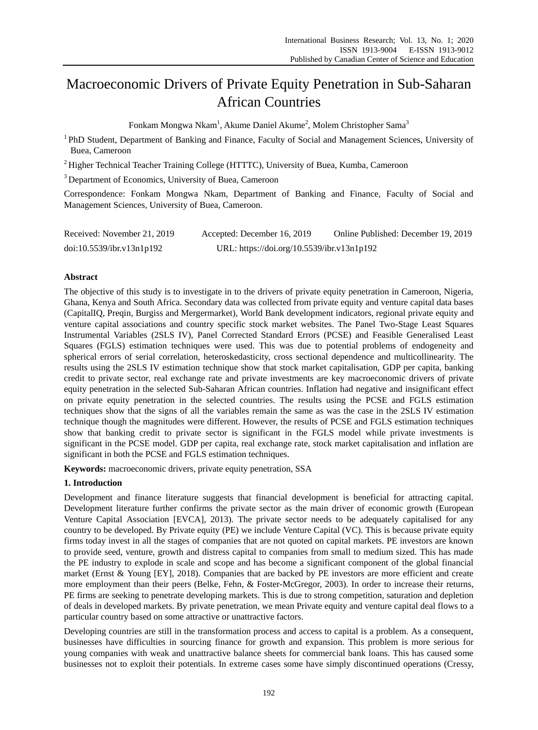# Macroeconomic Drivers of Private Equity Penetration in Sub-Saharan African Countries

Fonkam Mongwa Nkam[1], Akume Daniel Akume[2], Molem Christopher Sama[3]

[1] PhD Student, Department of Banking and Finance, Faculty of Social and Management Sciences, University of Buea, Cameroon

[2] Higher Technical Teacher Training College (HTTTC), University of Buea, Kumba, Cameroon

[3] Department of Economics, University of Buea, Cameroon

Correspondence: Fonkam Mongwa Nkam, Department of Banking and Finance, Faculty of Social and Management Sciences, University of Buea, Cameroon.

Received: November 21, 2019 Accepted: December 16, 2019 Online Published: December 19, 2019

doi:10.5539/ibr.v13n1p192 URL: https://doi.org/10.5539/ibr.v13n1p192

## Abstract

The objective of this study is to investigate in to the drivers of private equity penetration in Cameroon, Nigeria, Ghana, Kenya and South Africa. Secondary data was collected from private equity and venture capital data bases (CapitalIQ, Preqin, Burgiss and Mergermarket), World Bank development indicators, regional private equity and venture capital associations and country specific stock market websites. The Panel Two-Stage Least Squares Instrumental Variables (2SLS IV), Panel Corrected Standard Errors (PCSE) and Feasible Generalised Least Squares (FGLS) estimation techniques were used. This was due to potential problems of endogeneity and spherical errors of serial correlation, heteroskedasticity, cross sectional dependence and multicollinearity. The results using the 2SLS IV estimation technique show that stock market capitalisation, GDP per capita, banking credit to private sector, real exchange rate and private investments are key macroeconomic drivers of private equity penetration in the selected Sub-Saharan African countries. Inflation had negative and insignificant effect on private equity penetration in the selected countries. The results using the PCSE and FGLS estimation techniques show that the signs of all the variables remain the same as was the case in the 2SLS IV estimation technique though the magnitudes were different. However, the results of PCSE and FGLS estimation techniques show that banking credit to private sector is significant in the FGLS model while private investments is significant in the PCSE model. GDP per capita, real exchange rate, stock market capitalisation and inflation are significant in both the PCSE and FGLS estimation techniques.

**Keywords:** macroeconomic drivers, private equity penetration, SSA

## 1. Introduction

Development and finance literature suggests that financial development is beneficial for attracting capital. Development literature further confirms the private sector as the main driver of economic growth (European Venture Capital Association [EVCA], 2013). The private sector needs to be adequately capitalised for any country to be developed. By Private equity (PE) we include Venture Capital (VC). This is because private equity firms today invest in all the stages of companies that are not quoted on capital markets. PE investors are known to provide seed, venture, growth and distress capital to companies from small to medium sized. This has made the PE industry to explode in scale and scope and has become a significant component of the global financial market (Ernst & Young [EY], 2018). Companies that are backed by PE investors are more efficient and create more employment than their peers (Belke, Fehn, & Foster-McGregor, 2003). In order to increase their returns, PE firms are seeking to penetrate developing markets. This is due to strong competition, saturation and depletion of deals in developed markets. By private penetration, we mean Private equity and venture capital deal flows to a particular country based on some attractive or unattractive factors.

Developing countries are still in the transformation process and access to capital is a problem. As a consequent, businesses have difficulties in sourcing finance for growth and expansion. This problem is more serious for young companies with weak and unattractive balance sheets for commercial bank loans. This has caused some businesses not to exploit their potentials. In extreme cases some have simply discontinued operations (Cressy,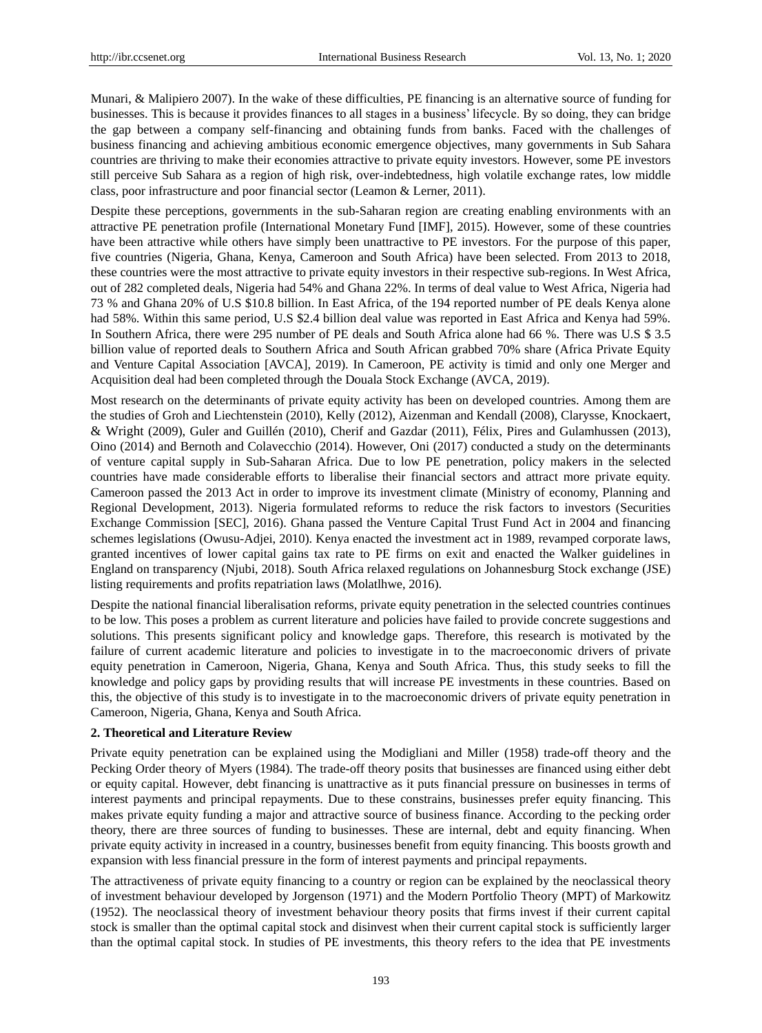Munari, & Malipiero 2007). In the wake of these difficulties, PE financing is an alternative source of funding for businesses. This is because it provides finances to all stages in a business' lifecycle. By so doing, they can bridge the gap between a company self-financing and obtaining funds from banks. Faced with the challenges of business financing and achieving ambitious economic emergence objectives, many governments in Sub Sahara countries are thriving to make their economies attractive to private equity investors. However, some PE investors still perceive Sub Sahara as a region of high risk, over-indebtedness, high volatile exchange rates, low middle class, poor infrastructure and poor financial sector (Leamon & Lerner, 2011).

Despite these perceptions, governments in the sub-Saharan region are creating enabling environments with an attractive PE penetration profile (International Monetary Fund [IMF], 2015). However, some of these countries have been attractive while others have simply been unattractive to PE investors. For the purpose of this paper, five countries (Nigeria, Ghana, Kenya, Cameroon and South Africa) have been selected. From 2013 to 2018, these countries were the most attractive to private equity investors in their respective sub-regions. In West Africa, out of 282 completed deals, Nigeria had 54% and Ghana 22%. In terms of deal value to West Africa, Nigeria had 73 % and Ghana 20% of U.S $10.8 billion. In East Africa, of the 194 reported number of PE deals Kenya alone had 58%. Within this same period, U.S $2.4 billion deal value was reported in East Africa and Kenya had 59%. In Southern Africa, there were 295 number of PE deals and South Africa alone had 66 %. There was U.S $ 3.5 billion value of reported deals to Southern Africa and South African grabbed 70% share (Africa Private Equity and Venture Capital Association [AVCA], 2019). In Cameroon, PE activity is timid and only one Merger and Acquisition deal had been completed through the Douala Stock Exchange (AVCA, 2019).

Most research on the determinants of private equity activity has been on developed countries. Among them are the studies of Groh and Liechtenstein (2010), Kelly (2012), Aizenman and Kendall (2008), Clarysse, Knockaert, & Wright (2009), Guler and Guillén (2010), Cherif and Gazdar (2011), Félix, Pires and Gulamhussen (2013), Oino (2014) and Bernoth and Colavecchio (2014). However, Oni (2017) conducted a study on the determinants of venture capital supply in Sub-Saharan Africa. Due to low PE penetration, policy makers in the selected countries have made considerable efforts to liberalise their financial sectors and attract more private equity. Cameroon passed the 2013 Act in order to improve its investment climate (Ministry of economy, Planning and Regional Development, 2013). Nigeria formulated reforms to reduce the risk factors to investors (Securities Exchange Commission [SEC], 2016). Ghana passed the Venture Capital Trust Fund Act in 2004 and financing schemes legislations (Owusu-Adjei, 2010). Kenya enacted the investment act in 1989, revamped corporate laws, granted incentives of lower capital gains tax rate to PE firms on exit and enacted the Walker guidelines in England on transparency (Njubi, 2018). South Africa relaxed regulations on Johannesburg Stock exchange (JSE) listing requirements and profits repatriation laws (Molatlhwe, 2016).

Despite the national financial liberalisation reforms, private equity penetration in the selected countries continues to be low. This poses a problem as current literature and policies have failed to provide concrete suggestions and solutions. This presents significant policy and knowledge gaps. Therefore, this research is motivated by the failure of current academic literature and policies to investigate in to the macroeconomic drivers of private equity penetration in Cameroon, Nigeria, Ghana, Kenya and South Africa. Thus, this study seeks to fill the knowledge and policy gaps by providing results that will increase PE investments in these countries. Based on this, the objective of this study is to investigate in to the macroeconomic drivers of private equity penetration in Cameroon, Nigeria, Ghana, Kenya and South Africa.

## 2. Theoretical and Literature Review

Private equity penetration can be explained using the Modigliani and Miller (1958) trade-off theory and the Pecking Order theory of Myers (1984). The trade-off theory posits that businesses are financed using either debt or equity capital. However, debt financing is unattractive as it puts financial pressure on businesses in terms of interest payments and principal repayments. Due to these constrains, businesses prefer equity financing. This makes private equity funding a major and attractive source of business finance. According to the pecking order theory, there are three sources of funding to businesses. These are internal, debt and equity financing. When private equity activity in increased in a country, businesses benefit from equity financing. This boosts growth and expansion with less financial pressure in the form of interest payments and principal repayments.

The attractiveness of private equity financing to a country or region can be explained by the neoclassical theory of investment behaviour developed by Jorgenson (1971) and the Modern Portfolio Theory (MPT) of Markowitz (1952). The neoclassical theory of investment behaviour theory posits that firms invest if their current capital stock is smaller than the optimal capital stock and disinvest when their current capital stock is sufficiently larger than the optimal capital stock. In studies of PE investments, this theory refers to the idea that PE investments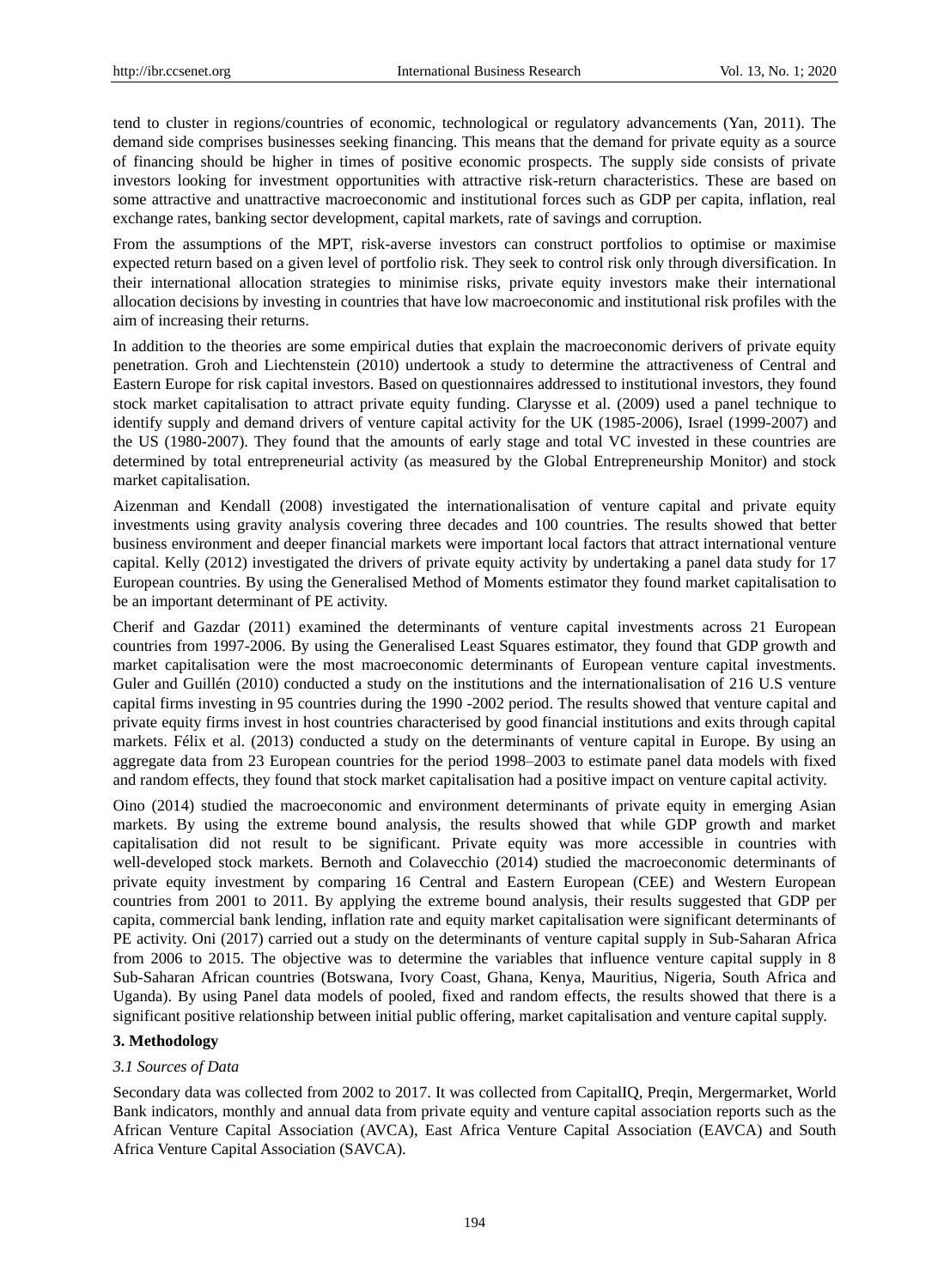tend to cluster in regions/countries of economic, technological or regulatory advancements (Yan, 2011). The demand side comprises businesses seeking financing. This means that the demand for private equity as a source of financing should be higher in times of positive economic prospects. The supply side consists of private investors looking for investment opportunities with attractive risk-return characteristics. These are based on some attractive and unattractive macroeconomic and institutional forces such as GDP per capita, inflation, real exchange rates, banking sector development, capital markets, rate of savings and corruption.

From the assumptions of the MPT, risk-averse investors can construct portfolios to optimise or maximise expected return based on a given level of portfolio risk. They seek to control risk only through diversification. In their international allocation strategies to minimise risks, private equity investors make their international allocation decisions by investing in countries that have low macroeconomic and institutional risk profiles with the aim of increasing their returns.

In addition to the theories are some empirical duties that explain the macroeconomic derivers of private equity penetration. Groh and Liechtenstein (2010) undertook a study to determine the attractiveness of Central and Eastern Europe for risk capital investors. Based on questionnaires addressed to institutional investors, they found stock market capitalisation to attract private equity funding. Clarysse et al. (2009) used a panel technique to identify supply and demand drivers of venture capital activity for the UK (1985-2006), Israel (1999-2007) and the US (1980-2007). They found that the amounts of early stage and total VC invested in these countries are determined by total entrepreneurial activity (as measured by the Global Entrepreneurship Monitor) and stock market capitalisation.

Aizenman and Kendall (2008) investigated the internationalisation of venture capital and private equity investments using gravity analysis covering three decades and 100 countries. The results showed that better business environment and deeper financial markets were important local factors that attract international venture capital. Kelly (2012) investigated the drivers of private equity activity by undertaking a panel data study for 17 European countries. By using the Generalised Method of Moments estimator they found market capitalisation to be an important determinant of PE activity.

Cherif and Gazdar (2011) examined the determinants of venture capital investments across 21 European countries from 1997-2006. By using the Generalised Least Squares estimator, they found that GDP growth and market capitalisation were the most macroeconomic determinants of European venture capital investments. Guler and Guillén (2010) conducted a study on the institutions and the internationalisation of 216 U.S venture capital firms investing in 95 countries during the 1990 -2002 period. The results showed that venture capital and private equity firms invest in host countries characterised by good financial institutions and exits through capital markets. Félix et al. (2013) conducted a study on the determinants of venture capital in Europe. By using an aggregate data from 23 European countries for the period 1998–2003 to estimate panel data models with fixed and random effects, they found that stock market capitalisation had a positive impact on venture capital activity.

Oino (2014) studied the macroeconomic and environment determinants of private equity in emerging Asian markets. By using the extreme bound analysis, the results showed that while GDP growth and market capitalisation did not result to be significant. Private equity was more accessible in countries with well-developed stock markets. Bernoth and Colavecchio (2014) studied the macroeconomic determinants of private equity investment by comparing 16 Central and Eastern European (CEE) and Western European countries from 2001 to 2011. By applying the extreme bound analysis, their results suggested that GDP per capita, commercial bank lending, inflation rate and equity market capitalisation were significant determinants of PE activity. Oni (2017) carried out a study on the determinants of venture capital supply in Sub-Saharan Africa from 2006 to 2015. The objective was to determine the variables that influence venture capital supply in 8 Sub-Saharan African countries (Botswana, Ivory Coast, Ghana, Kenya, Mauritius, Nigeria, South Africa and Uganda). By using Panel data models of pooled, fixed and random effects, the results showed that there is a significant positive relationship between initial public offering, market capitalisation and venture capital supply.

## 3. Methodology

### *3.1 Sources of Data*

Secondary data was collected from 2002 to 2017. It was collected from CapitalIQ, Preqin, Mergermarket, World Bank indicators, monthly and annual data from private equity and venture capital association reports such as the African Venture Capital Association (AVCA), East Africa Venture Capital Association (EAVCA) and South Africa Venture Capital Association (SAVCA).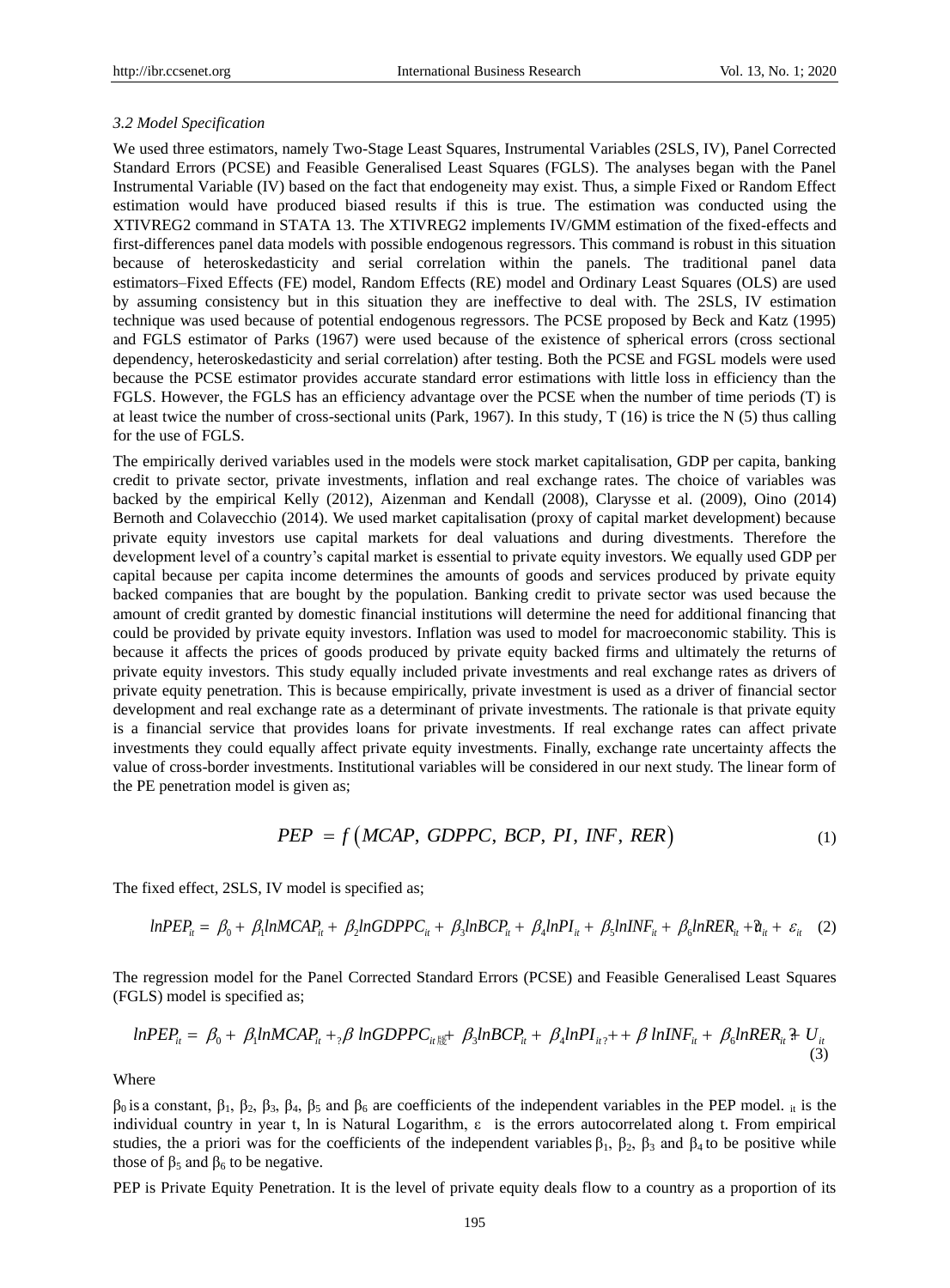### *3.2 Model Specification*

We used three estimators, namely Two-Stage Least Squares, Instrumental Variables (2SLS, IV), Panel Corrected Standard Errors (PCSE) and Feasible Generalised Least Squares (FGLS). The analyses began with the Panel Instrumental Variable (IV) based on the fact that endogeneity may exist. Thus, a simple Fixed or Random Effect estimation would have produced biased results if this is true. The estimation was conducted using the XTIVREG2 command in STATA 13. The XTIVREG2 implements IV/GMM estimation of the fixed-effects and first-differences panel data models with possible endogenous regressors. This command is robust in this situation because of heteroskedasticity and serial correlation within the panels. The traditional panel data estimators–Fixed Effects (FE) model, Random Effects (RE) model and Ordinary Least Squares (OLS) are used by assuming consistency but in this situation they are ineffective to deal with. The 2SLS, IV estimation technique was used because of potential endogenous regressors. The PCSE proposed by Beck and Katz (1995) and FGLS estimator of Parks (1967) were used because of the existence of spherical errors (cross sectional dependency, heteroskedasticity and serial correlation) after testing. Both the PCSE and FGSL models were used because the PCSE estimator provides accurate standard error estimations with little loss in efficiency than the FGLS. However, the FGLS has an efficiency advantage over the PCSE when the number of time periods (T) is at least twice the number of cross-sectional units (Park, 1967). In this study, T (16) is trice the N (5) thus calling for the use of FGLS.

The empirically derived variables used in the models were stock market capitalisation, GDP per capita, banking credit to private sector, private investments, inflation and real exchange rates. The choice of variables was backed by the empirical Kelly (2012), Aizenman and Kendall (2008), Clarysse et al. (2009), Oino (2014) Bernoth and Colavecchio (2014). We used market capitalisation (proxy of capital market development) because private equity investors use capital markets for deal valuations and during divestments. Therefore the development level of a country's capital market is essential to private equity investors. We equally used GDP per capital because per capita income determines the amounts of goods and services produced by private equity backed companies that are bought by the population. Banking credit to private sector was used because the amount of credit granted by domestic financial institutions will determine the need for additional financing that could be provided by private equity investors. Inflation was used to model for macroeconomic stability. This is because it affects the prices of goods produced by private equity backed firms and ultimately the returns of private equity investors. This study equally included private investments and real exchange rates as drivers of private equity penetration. This is because empirically, private investment is used as a driver of financial sector development and real exchange rate as a determinant of private investments. The rationale is that private equity is a financial service that provides loans for private investments. If real exchange rates can affect private investments they could equally affect private equity investments. Finally, exchange rate uncertainty affects the value of cross-border investments. Institutional variables will be considered in our next study. The linear form of the PE penetration model is given as;

$$PEP = f\left(MCAP,\ GDPPC,\ BCP,\ PI,\ INF,\ RER\right) \tag{1}$$

The fixed effect, 2SLS, IV model is specified as;

$$lnPEP_{it} = \beta_0 + \beta_1 lnMCAP_{it} + \beta_2 lnGDPPC_{it} + \beta_3 lnBCP_{it} + \beta_4 lnPI_{it} + \beta_5 lnINF_{it} + \beta_6 lnRER_{it} + \partial_{it} + \varepsilon_{it} \tag{2}$$

The regression model for the Panel Corrected Standard Errors (PCSE) and Feasible Generalised Least Squares (FGLS) model is specified as;

$$lnPEP_{it} = \beta_0 + \beta_1 lnMCAP_{it} + \beta_2 lnGDPPC_{it} + \beta_3 lnBCP_{it} + \beta_4 lnPI_{it} + \beta_5 lnINF_{it} + \beta_6 lnRER_{it} + U_{it} \tag{3}$$

Where

$\beta_0$ is a constant, $\beta_1$, $\beta_2$, $\beta_3$, $\beta_4$, $\beta_5$ and $\beta_6$ are coefficients of the independent variables in the PEP model. $_{it}$ is the individual country in year t, ln is Natural Logarithm, $\varepsilon$ is the errors autocorrelated along t. From empirical studies, the a priori was for the coefficients of the independent variables $\beta_1$, $\beta_2$, $\beta_3$ and $\beta_4$ to be positive while those of $\beta_5$ and $\beta_6$ to be negative.

PEP is Private Equity Penetration. It is the level of private equity deals flow to a country as a proportion of its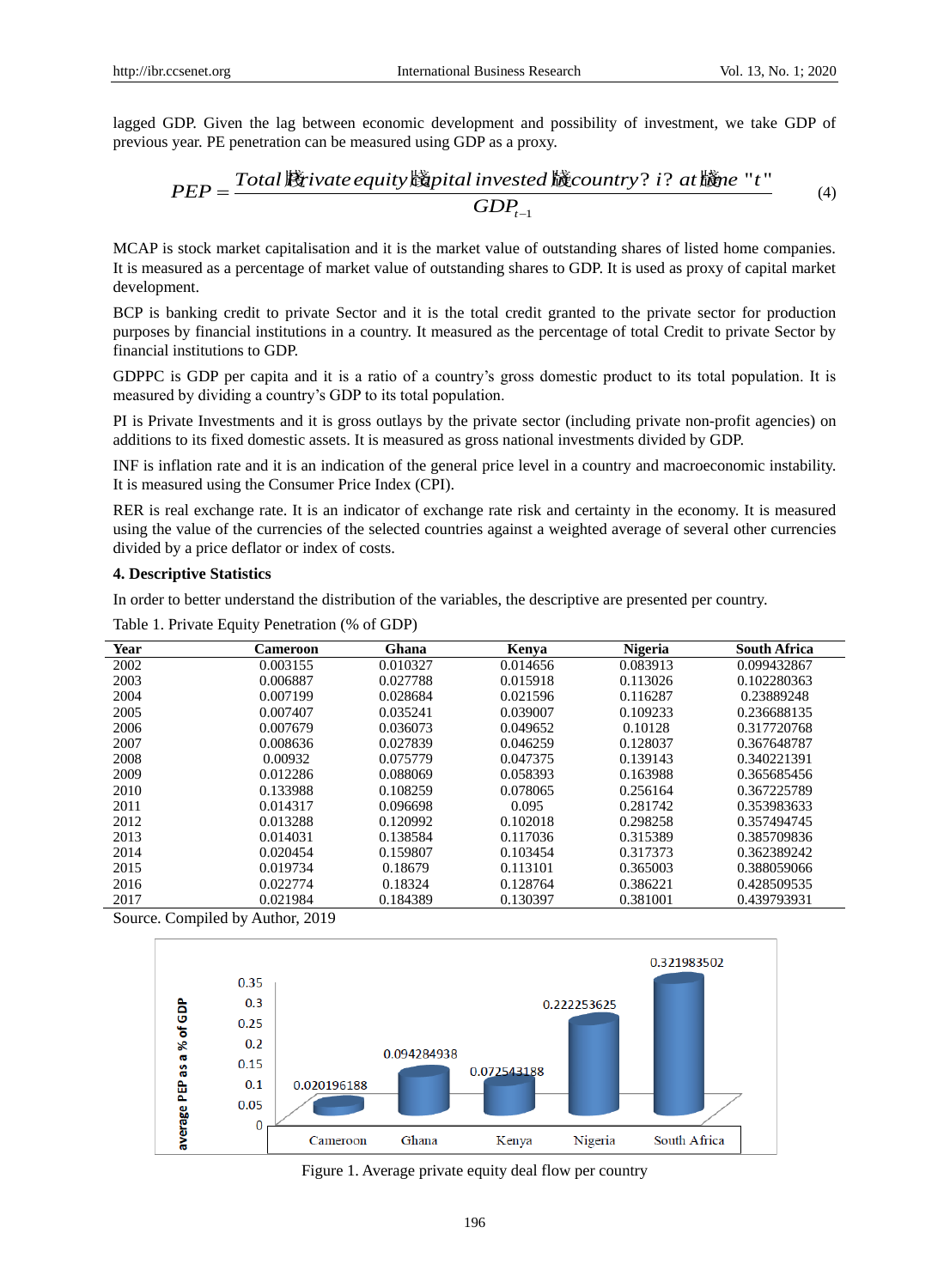lagged GDP. Given the lag between economic development and possibility of investment, we take GDP of previous year. PE penetration can be measured using GDP as a proxy.

$$PEP = \frac{Total\ Private\ equity\ capital\ invested\ in\ country\ i\ at\ time\ "t"}{GDP_{t-1}} \quad (4)$$

MCAP is stock market capitalisation and it is the market value of outstanding shares of listed home companies. It is measured as a percentage of market value of outstanding shares to GDP. It is used as proxy of capital market development.

BCP is banking credit to private Sector and it is the total credit granted to the private sector for production purposes by financial institutions in a country. It measured as the percentage of total Credit to private Sector by financial institutions to GDP.

GDPPC is GDP per capita and it is a ratio of a country's gross domestic product to its total population. It is measured by dividing a country's GDP to its total population.

PI is Private Investments and it is gross outlays by the private sector (including private non-profit agencies) on additions to its fixed domestic assets. It is measured as gross national investments divided by GDP.

INF is inflation rate and it is an indication of the general price level in a country and macroeconomic instability. It is measured using the Consumer Price Index (CPI).

RER is real exchange rate. It is an indicator of exchange rate risk and certainty in the economy. It is measured using the value of the currencies of the selected countries against a weighted average of several other currencies divided by a price deflator or index of costs.

## 4. Descriptive Statistics

In order to better understand the distribution of the variables, the descriptive are presented per country.

Table 1. Private Equity Penetration (% of GDP)

| Year | Cameroon | Ghana | Kenya | Nigeria | South Africa |
|---|---|---|---|---|---|
| 2002 | 0.003155 | 0.010327 | 0.014656 | 0.083913 | 0.099432867 |
| 2003 | 0.006887 | 0.027788 | 0.015918 | 0.113026 | 0.102280363 |
| 2004 | 0.007199 | 0.028684 | 0.021596 | 0.116287 | 0.23889248 |
| 2005 | 0.007407 | 0.035241 | 0.039007 | 0.109233 | 0.236688135 |
| 2006 | 0.007679 | 0.036073 | 0.049652 | 0.10128 | 0.317720768 |
| 2007 | 0.008636 | 0.027839 | 0.046259 | 0.128037 | 0.367648787 |
| 2008 | 0.00932 | 0.075779 | 0.047375 | 0.139143 | 0.340221391 |
| 2009 | 0.012286 | 0.088069 | 0.058393 | 0.163988 | 0.365685456 |
| 2010 | 0.133988 | 0.108259 | 0.078065 | 0.256164 | 0.367225789 |
| 2011 | 0.014317 | 0.096698 | 0.095 | 0.281742 | 0.353983633 |
| 2012 | 0.013288 | 0.120992 | 0.102018 | 0.298258 | 0.357494745 |
| 2013 | 0.014031 | 0.138584 | 0.117036 | 0.315389 | 0.385709836 |
| 2014 | 0.020454 | 0.159807 | 0.103454 | 0.317373 | 0.362389242 |
| 2015 | 0.019734 | 0.18679 | 0.113101 | 0.365003 | 0.388059066 |
| 2016 | 0.022774 | 0.18324 | 0.128764 | 0.386221 | 0.428509535 |
| 2017 | 0.021984 | 0.184389 | 0.130397 | 0.381001 | 0.439793931 |

Source. Compiled by Author, 2019

Figure 1. Average private equity deal flow per country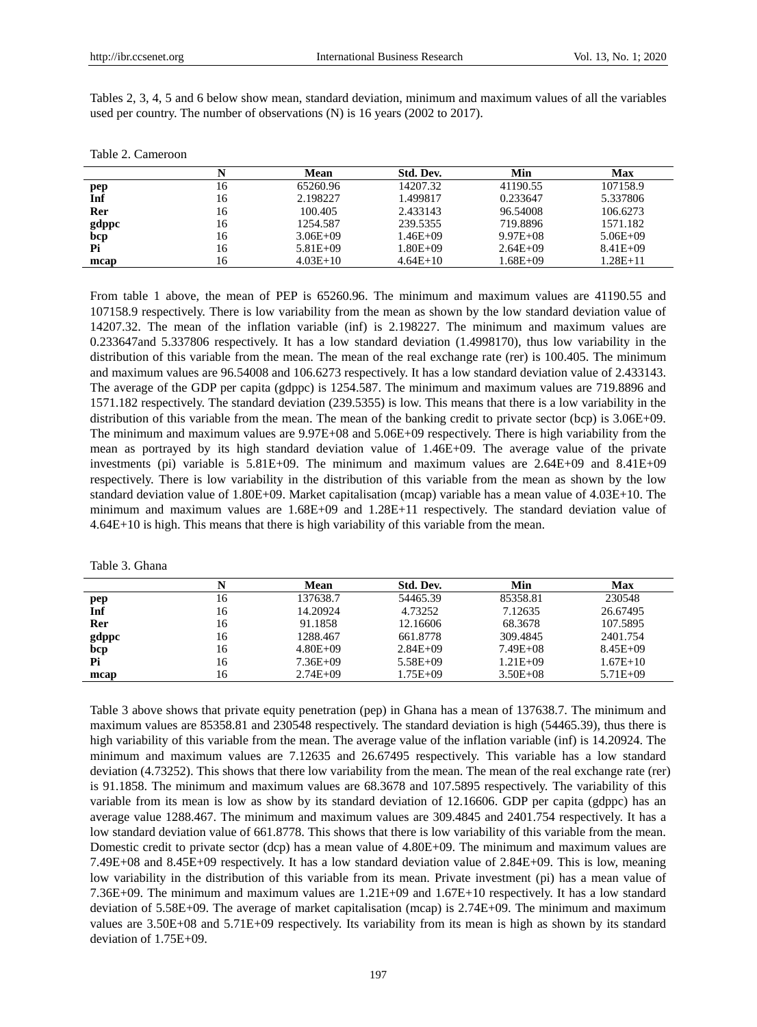Tables 2, 3, 4, 5 and 6 below show mean, standard deviation, minimum and maximum values of all the variables used per country. The number of observations (N) is 16 years (2002 to 2017).

Table 2. Cameroon

| | N | Mean | Std. Dev. | Min | Max |
|---|---|---|---|---|---|
| **pep** | 16 | 65260.96 | 14207.32 | 41190.55 | 107158.9 |
| **Inf** | 16 | 2.198227 | 1.499817 | 0.233647 | 5.337806 |
| **Rer** | 16 | 100.405 | 2.433143 | 96.54008 | 106.6273 |
| **gdppc** | 16 | 1254.587 | 239.5355 | 719.8896 | 1571.182 |
| **bcp** | 16 | 3.06E+09 | 1.46E+09 | 9.97E+08 | 5.06E+09 |
| **Pi** | 16 | 5.81E+09 | 1.80E+09 | 2.64E+09 | 8.41E+09 |
| **mcap** | 16 | 4.03E+10 | 4.64E+10 | 1.68E+09 | 1.28E+11 |

From table 1 above, the mean of PEP is 65260.96. The minimum and maximum values are 41190.55 and 107158.9 respectively. There is low variability from the mean as shown by the low standard deviation value of 14207.32. The mean of the inflation variable (inf) is 2.198227. The minimum and maximum values are 0.233647and 5.337806 respectively. It has a low standard deviation (1.4998170), thus low variability in the distribution of this variable from the mean. The mean of the real exchange rate (rer) is 100.405. The minimum and maximum values are 96.54008 and 106.6273 respectively. It has a low standard deviation value of 2.433143. The average of the GDP per capita (gdppc) is 1254.587. The minimum and maximum values are 719.8896 and 1571.182 respectively. The standard deviation (239.5355) is low. This means that there is a low variability in the distribution of this variable from the mean. The mean of the banking credit to private sector (bcp) is 3.06E+09. The minimum and maximum values are 9.97E+08 and 5.06E+09 respectively. There is high variability from the mean as portrayed by its high standard deviation value of 1.46E+09. The average value of the private investments (pi) variable is 5.81E+09. The minimum and maximum values are 2.64E+09 and 8.41E+09 respectively. There is low variability in the distribution of this variable from the mean as shown by the low standard deviation value of 1.80E+09. Market capitalisation (mcap) variable has a mean value of 4.03E+10. The minimum and maximum values are 1.68E+09 and 1.28E+11 respectively. The standard deviation value of 4.64E+10 is high. This means that there is high variability of this variable from the mean.

Table 3. Ghana

| | N | Mean | Std. Dev. | Min | Max |
|---|---|---|---|---|---|
| **pep** | 16 | 137638.7 | 54465.39 | 85358.81 | 230548 |
| **Inf** | 16 | 14.20924 | 4.73252 | 7.12635 | 26.67495 |
| **Rer** | 16 | 91.1858 | 12.16606 | 68.3678 | 107.5895 |
| **gdppc** | 16 | 1288.467 | 661.8778 | 309.4845 | 2401.754 |
| **bcp** | 16 | 4.80E+09 | 2.84E+09 | 7.49E+08 | 8.45E+09 |
| **Pi** | 16 | 7.36E+09 | 5.58E+09 | 1.21E+09 | 1.67E+10 |
| **mcap** | 16 | 2.74E+09 | 1.75E+09 | 3.50E+08 | 5.71E+09 |

Table 3 above shows that private equity penetration (pep) in Ghana has a mean of 137638.7. The minimum and maximum values are 85358.81 and 230548 respectively. The standard deviation is high (54465.39), thus there is high variability of this variable from the mean. The average value of the inflation variable (inf) is 14.20924. The minimum and maximum values are 7.12635 and 26.67495 respectively. This variable has a low standard deviation (4.73252). This shows that there low variability from the mean. The mean of the real exchange rate (rer) is 91.1858. The minimum and maximum values are 68.3678 and 107.5895 respectively. The variability of this variable from its mean is low as show by its standard deviation of 12.16606. GDP per capita (gdppc) has an average value 1288.467. The minimum and maximum values are 309.4845 and 2401.754 respectively. It has a low standard deviation value of 661.8778. This shows that there is low variability of this variable from the mean. Domestic credit to private sector (dcp) has a mean value of 4.80E+09. The minimum and maximum values are 7.49E+08 and 8.45E+09 respectively. It has a low standard deviation value of 2.84E+09. This is low, meaning low variability in the distribution of this variable from its mean. Private investment (pi) has a mean value of 7.36E+09. The minimum and maximum values are 1.21E+09 and 1.67E+10 respectively. It has a low standard deviation of 5.58E+09. The average of market capitalisation (mcap) is 2.74E+09. The minimum and maximum values are 3.50E+08 and 5.71E+09 respectively. Its variability from its mean is high as shown by its standard deviation of 1.75E+09.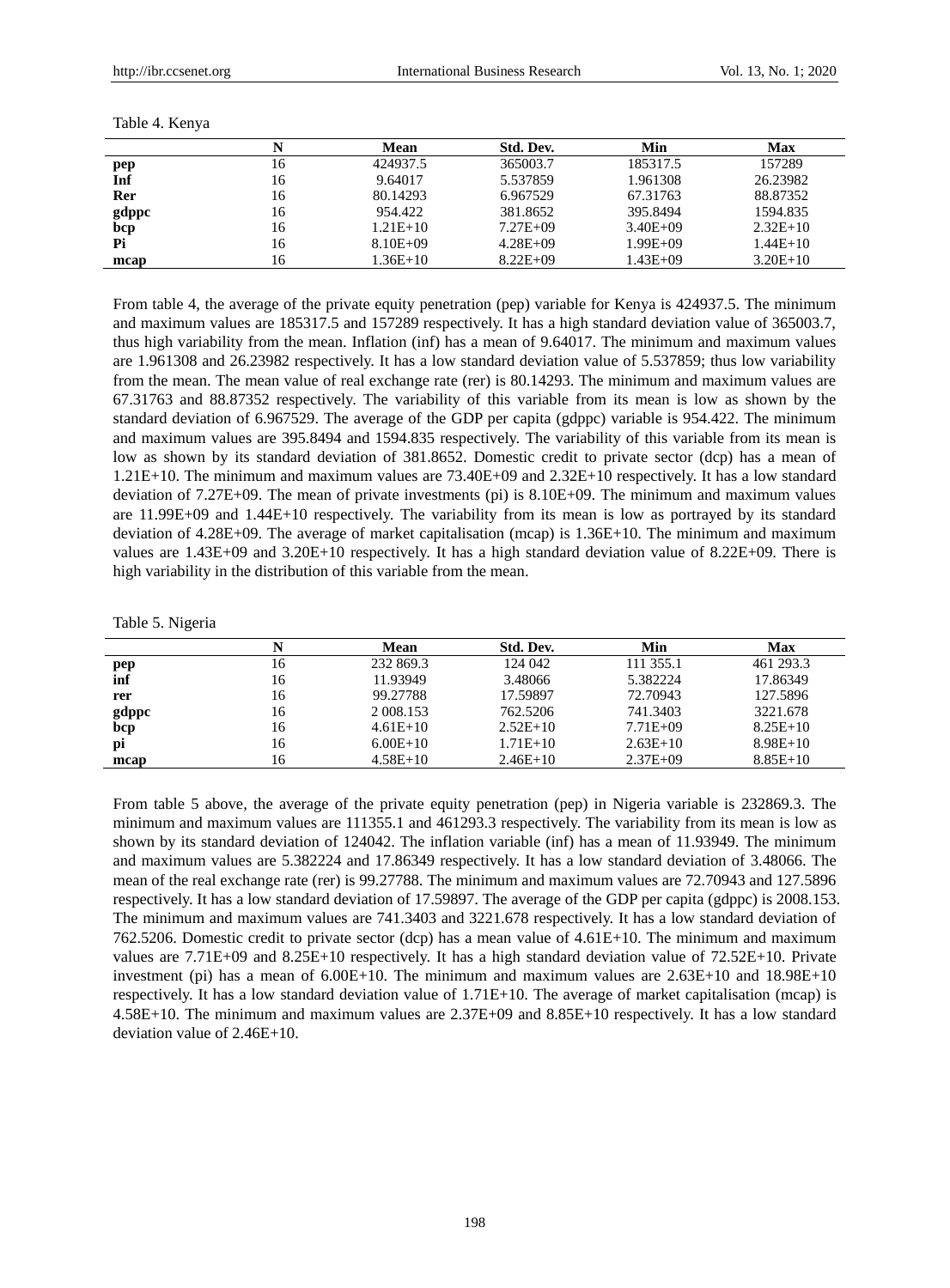Table 4. Kenya

| | N | Mean | Std. Dev. | Min | Max |
|---|---|---|---|---|---|
| **pep** | 16 | 424937.5 | 365003.7 | 185317.5 | 157289 |
| **Inf** | 16 | 9.64017 | 5.537859 | 1.961308 | 26.23982 |
| **Rer** | 16 | 80.14293 | 6.967529 | 67.31763 | 88.87352 |
| **gdppc** | 16 | 954.422 | 381.8652 | 395.8494 | 1594.835 |
| **bcp** | 16 | 1.21E+10 | 7.27E+09 | 3.40E+09 | 2.32E+10 |
| **Pi** | 16 | 8.10E+09 | 4.28E+09 | 1.99E+09 | 1.44E+10 |
| **mcap** | 16 | 1.36E+10 | 8.22E+09 | 1.43E+09 | 3.20E+10 |

From table 4, the average of the private equity penetration (pep) variable for Kenya is 424937.5. The minimum and maximum values are 185317.5 and 157289 respectively. It has a high standard deviation value of 365003.7, thus high variability from the mean. Inflation (inf) has a mean of 9.64017. The minimum and maximum values are 1.961308 and 26.23982 respectively. It has a low standard deviation value of 5.537859; thus low variability from the mean. The mean value of real exchange rate (rer) is 80.14293. The minimum and maximum values are 67.31763 and 88.87352 respectively. The variability of this variable from its mean is low as shown by the standard deviation of 6.967529. The average of the GDP per capita (gdppc) variable is 954.422. The minimum and maximum values are 395.8494 and 1594.835 respectively. The variability of this variable from its mean is low as shown by its standard deviation of 381.8652. Domestic credit to private sector (dcp) has a mean of 1.21E+10. The minimum and maximum values are 73.40E+09 and 2.32E+10 respectively. It has a low standard deviation of 7.27E+09. The mean of private investments (pi) is 8.10E+09. The minimum and maximum values are 11.99E+09 and 1.44E+10 respectively. The variability from its mean is low as portrayed by its standard deviation of 4.28E+09. The average of market capitalisation (mcap) is 1.36E+10. The minimum and maximum values are 1.43E+09 and 3.20E+10 respectively. It has a high standard deviation value of 8.22E+09. There is high variability in the distribution of this variable from the mean.

Table 5. Nigeria

| | N | Mean | Std. Dev. | Min | Max |
|---|---|---|---|---|---|
| **pep** | 16 | 232 869.3 | 124 042 | 111 355.1 | 461 293.3 |
| **inf** | 16 | 11.93949 | 3.48066 | 5.382224 | 17.86349 |
| **rer** | 16 | 99.27788 | 17.59897 | 72.70943 | 127.5896 |
| **gdppc** | 16 | 2 008.153 | 762.5206 | 741.3403 | 3221.678 |
| **bcp** | 16 | 4.61E+10 | 2.52E+10 | 7.71E+09 | 8.25E+10 |
| **pi** | 16 | 6.00E+10 | 1.71E+10 | 2.63E+10 | 8.98E+10 |
| **mcap** | 16 | 4.58E+10 | 2.46E+10 | 2.37E+09 | 8.85E+10 |

From table 5 above, the average of the private equity penetration (pep) in Nigeria variable is 232869.3. The minimum and maximum values are 111355.1 and 461293.3 respectively. The variability from its mean is low as shown by its standard deviation of 124042. The inflation variable (inf) has a mean of 11.93949. The minimum and maximum values are 5.382224 and 17.86349 respectively. It has a low standard deviation of 3.48066. The mean of the real exchange rate (rer) is 99.27788. The minimum and maximum values are 72.70943 and 127.5896 respectively. It has a low standard deviation of 17.59897. The average of the GDP per capita (gdppc) is 2008.153. The minimum and maximum values are 741.3403 and 3221.678 respectively. It has a low standard deviation of 762.5206. Domestic credit to private sector (dcp) has a mean value of 4.61E+10. The minimum and maximum values are 7.71E+09 and 8.25E+10 respectively. It has a high standard deviation value of 72.52E+10. Private investment (pi) has a mean of 6.00E+10. The minimum and maximum values are 2.63E+10 and 18.98E+10 respectively. It has a low standard deviation value of 1.71E+10. The average of market capitalisation (mcap) is 4.58E+10. The minimum and maximum values are 2.37E+09 and 8.85E+10 respectively. It has a low standard deviation value of 2.46E+10.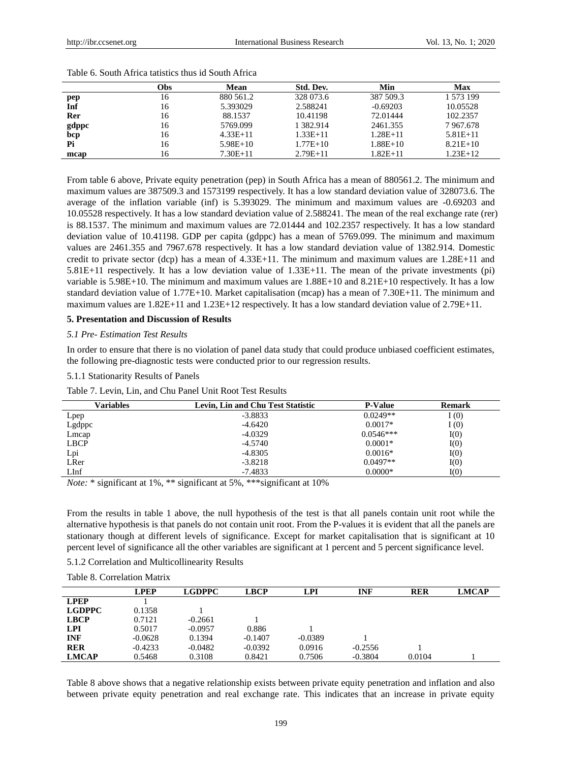Table 6. South Africa tatistics thus id South Africa

| | Obs | Mean | Std. Dev. | Min | Max |
|---|---|---|---|---|---|
| **pep** | 16 | 880 561.2 | 328 073.6 | 387 509.3 | 1 573 199 |
| **Inf** | 16 | 5.393029 | 2.588241 | -0.69203 | 10.05528 |
| **Rer** | 16 | 88.1537 | 10.41198 | 72.01444 | 102.2357 |
| **gdppc** | 16 | 5769.099 | 1 382.914 | 2461.355 | 7 967.678 |
| **bcp** | 16 | 4.33E+11 | 1.33E+11 | 1.28E+11 | 5.81E+11 |
| **Pi** | 16 | 5.98E+10 | 1.77E+10 | 1.88E+10 | 8.21E+10 |
| **mcap** | 16 | 7.30E+11 | 2.79E+11 | 1.82E+11 | 1.23E+12 |

From table 6 above, Private equity penetration (pep) in South Africa has a mean of 880561.2. The minimum and maximum values are 387509.3 and 1573199 respectively. It has a low standard deviation value of 328073.6. The average of the inflation variable (inf) is 5.393029. The minimum and maximum values are -0.69203 and 10.05528 respectively. It has a low standard deviation value of 2.588241. The mean of the real exchange rate (rer) is 88.1537. The minimum and maximum values are 72.01444 and 102.2357 respectively. It has a low standard deviation value of 10.41198. GDP per capita (gdppc) has a mean of 5769.099. The minimum and maximum values are 2461.355 and 7967.678 respectively. It has a low standard deviation value of 1382.914. Domestic credit to private sector (dcp) has a mean of 4.33E+11. The minimum and maximum values are 1.28E+11 and 5.81E+11 respectively. It has a low deviation value of 1.33E+11. The mean of the private investments (pi) variable is 5.98E+10. The minimum and maximum values are 1.88E+10 and 8.21E+10 respectively. It has a low standard deviation value of 1.77E+10. Market capitalisation (mcap) has a mean of 7.30E+11. The minimum and maximum values are 1.82E+11 and 1.23E+12 respectively. It has a low standard deviation value of 2.79E+11.

## 5. Presentation and Discussion of Results

### *5.1 Pre- Estimation Test Results*

In order to ensure that there is no violation of panel data study that could produce unbiased coefficient estimates, the following pre-diagnostic tests were conducted prior to our regression results.

#### 5.1.1 Stationarity Results of Panels

Table 7. Levin, Lin, and Chu Panel Unit Root Test Results

| Variables | Levin, Lin and Chu Test Statistic | P-Value | Remark |
|---|---|---|---|
| Lpep | -3.8833 | 0.0249** | I (0) |
| Lgdppc | -4.6420 | 0.0017* | I (0) |
| Lmcap | -4.0329 | 0.0546*** | I(0) |
| LBCP | -4.5740 | 0.0001* | I(0) |
| Lpi | -4.8305 | 0.0016* | I(0) |
| LRer | -3.8218 | 0.0497** | I(0) |
| LInf | -7.4833 | 0.0000* | I(0) |

*Note:* * significant at 1%, ** significant at 5%, ***significant at 10%

From the results in table 1 above, the null hypothesis of the test is that all panels contain unit root while the alternative hypothesis is that panels do not contain unit root. From the P-values it is evident that all the panels are stationary though at different levels of significance. Except for market capitalisation that is significant at 10 percent level of significance all the other variables are significant at 1 percent and 5 percent significance level.

#### 5.1.2 Correlation and Multicollinearity Results

Table 8. Correlation Matrix

| | LPEP | LGDPPC | LBCP | LPI | INF | RER | LMCAP |
|---|---|---|---|---|---|---|---|
| **LPEP** | 1 | | | | | | |
| **LGDPPC** | 0.1358 | 1 | | | | | |
| **LBCP** | 0.7121 | -0.2661 | 1 | | | | |
| **LPI** | 0.5017 | -0.0957 | 0.886 | 1 | | | |
| **INF** | -0.0628 | 0.1394 | -0.1407 | -0.0389 | 1 | | |
| **RER** | -0.4233 | -0.0482 | -0.0392 | 0.0916 | -0.2556 | 1 | |
| **LMCAP** | 0.5468 | 0.3108 | 0.8421 | 0.7506 | -0.3804 | 0.0104 | 1 |

Table 8 above shows that a negative relationship exists between private equity penetration and inflation and also between private equity penetration and real exchange rate. This indicates that an increase in private equity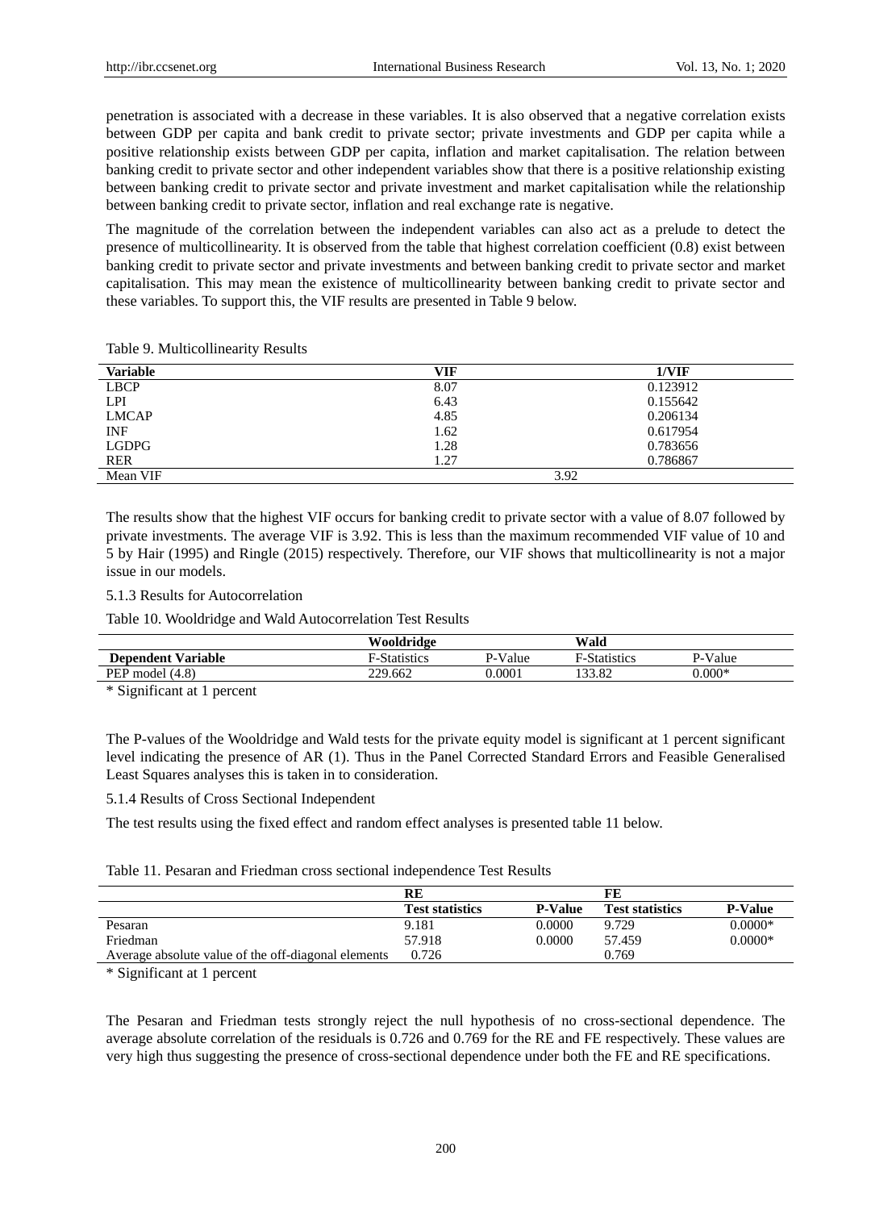penetration is associated with a decrease in these variables. It is also observed that a negative correlation exists between GDP per capita and bank credit to private sector; private investments and GDP per capita while a positive relationship exists between GDP per capita, inflation and market capitalisation. The relation between banking credit to private sector and other independent variables show that there is a positive relationship existing between banking credit to private sector and private investment and market capitalisation while the relationship between banking credit to private sector, inflation and real exchange rate is negative.

The magnitude of the correlation between the independent variables can also act as a prelude to detect the presence of multicollinearity. It is observed from the table that highest correlation coefficient (0.8) exist between banking credit to private sector and private investments and between banking credit to private sector and market capitalisation. This may mean the existence of multicollinearity between banking credit to private sector and these variables. To support this, the VIF results are presented in Table 9 below.

Table 9. Multicollinearity Results

| Variable | VIF | 1/VIF |
|---|---|---|
| LBCP | 8.07 | 0.123912 |
| LPI | 6.43 | 0.155642 |
| LMCAP | 4.85 | 0.206134 |
| INF | 1.62 | 0.617954 |
| LGDPG | 1.28 | 0.783656 |
| RER | 1.27 | 0.786867 |
| Mean VIF | 3.92 | |

The results show that the highest VIF occurs for banking credit to private sector with a value of 8.07 followed by private investments. The average VIF is 3.92. This is less than the maximum recommended VIF value of 10 and 5 by Hair (1995) and Ringle (2015) respectively. Therefore, our VIF shows that multicollinearity is not a major issue in our models.

5.1.3 Results for Autocorrelation

Table 10. Wooldridge and Wald Autocorrelation Test Results

| | Wooldridge | | Wald | |
|---|---|---|---|---|
| **Dependent Variable** | F-Statistics | P-Value | F-Statistics | P-Value |
| PEP model (4.8) | 229.662 | 0.0001 | 133.82 | 0.000* |

\* Significant at 1 percent

The P-values of the Wooldridge and Wald tests for the private equity model is significant at 1 percent significant level indicating the presence of AR (1). Thus in the Panel Corrected Standard Errors and Feasible Generalised Least Squares analyses this is taken in to consideration.

5.1.4 Results of Cross Sectional Independent

The test results using the fixed effect and random effect analyses is presented table 11 below.

Table 11. Pesaran and Friedman cross sectional independence Test Results

| | RE | | FE | |
|---|---|---|---|---|
| | **Test statistics** | **P-Value** | **Test statistics** | **P-Value** |
| Pesaran | 9.181 | 0.0000 | 9.729 | 0.0000* |
| Friedman | 57.918 | 0.0000 | 57.459 | 0.0000* |
| Average absolute value of the off-diagonal elements | 0.726 | | 0.769 | |

\* Significant at 1 percent

The Pesaran and Friedman tests strongly reject the null hypothesis of no cross-sectional dependence. The average absolute correlation of the residuals is 0.726 and 0.769 for the RE and FE respectively. These values are very high thus suggesting the presence of cross-sectional dependence under both the FE and RE specifications.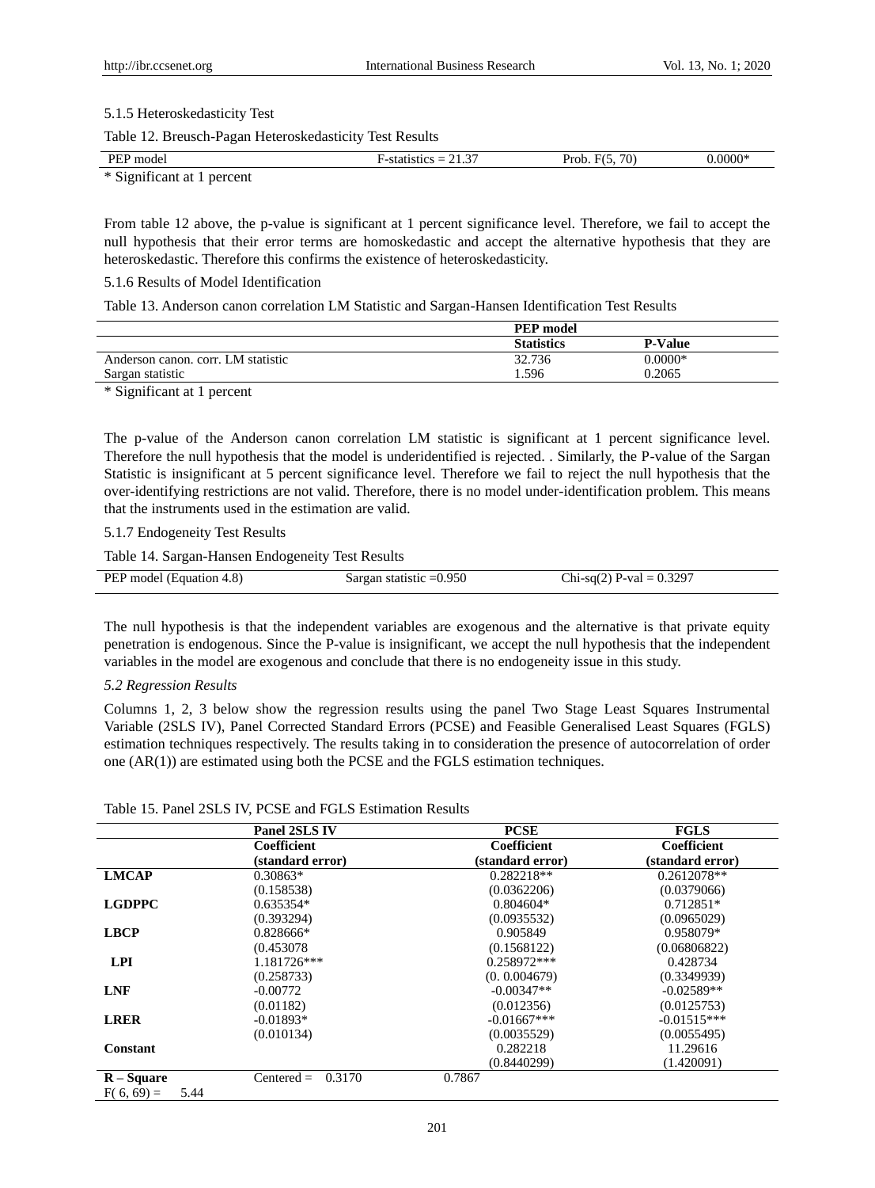#### 5.1.5 Heteroskedasticity Test

Table 12. Breusch-Pagan Heteroskedasticity Test Results

| PEP model | F-statistics = 21.37 | Prob. F(5, 70) | 0.0000* |
|---|---|---|---|

\* Significant at 1 percent

From table 12 above, the p-value is significant at 1 percent significance level. Therefore, we fail to accept the null hypothesis that their error terms are homoskedastic and accept the alternative hypothesis that they are heteroskedastic. Therefore this confirms the existence of heteroskedasticity.

#### 5.1.6 Results of Model Identification

Table 13. Anderson canon correlation LM Statistic and Sargan-Hansen Identification Test Results

| | **PEP model** | |
|---|---|---|
| | **Statistics** | **P-Value** |
| Anderson canon. corr. LM statistic | 32.736 | 0.0000* |
| Sargan statistic | 1.596 | 0.2065 |

\* Significant at 1 percent

The p-value of the Anderson canon correlation LM statistic is significant at 1 percent significance level. Therefore the null hypothesis that the model is underidentified is rejected. . Similarly, the P-value of the Sargan Statistic is insignificant at 5 percent significance level. Therefore we fail to reject the null hypothesis that the over-identifying restrictions are not valid. Therefore, there is no model under-identification problem. This means that the instruments used in the estimation are valid.

#### 5.1.7 Endogeneity Test Results

Table 14. Sargan-Hansen Endogeneity Test Results

| PEP model (Equation 4.8) | Sargan statistic =0.950 | Chi-sq(2) P-val = 0.3297 |
|---|---|---|

The null hypothesis is that the independent variables are exogenous and the alternative is that private equity penetration is endogenous. Since the P-value is insignificant, we accept the null hypothesis that the independent variables in the model are exogenous and conclude that there is no endogeneity issue in this study.

### *5.2 Regression Results*

Columns 1, 2, 3 below show the regression results using the panel Two Stage Least Squares Instrumental Variable (2SLS IV), Panel Corrected Standard Errors (PCSE) and Feasible Generalised Least Squares (FGLS) estimation techniques respectively. The results taking in to consideration the presence of autocorrelation of order one (AR(1)) are estimated using both the PCSE and the FGLS estimation techniques.

Table 15. Panel 2SLS IV, PCSE and FGLS Estimation Results

| | **Panel 2SLS IV** | **PCSE** | **FGLS** |
|---|---|---|---|
| | **Coefficient (standard error)** | **Coefficient (standard error)** | **Coefficient (standard error)** |
| **LMCAP** | 0.30863* | 0.282218** | 0.2612078** |
| | (0.158538) | (0.0362206) | (0.0379066) |
| **LGDPPC** | 0.635354* | 0.804604* | 0.712851* |
| | (0.393294) | (0.0935532) | (0.0965029) |
| **LBCP** | 0.828666* | 0.905849 | 0.958079* |
| | (0.453078 | (0.1568122) | (0.06806822) |
| **LPI** | 1.181726*** | 0.258972*** | 0.428734 |
| | (0.258733) | (0. 0.004679) | (0.3349939) |
| **LNF** | -0.00772 | -0.00347** | -0.02589** |
| | (0.01182) | (0.012356) | (0.0125753) |
| **LRER** | -0.01893* | -0.01667*** | -0.01515*** |
| | (0.010134) | (0.0035529) | (0.0055495) |
| **Constant** | | 0.282218 | 11.29616 |
| | | (0.8440299) | (1.420091) |
| **R – Square** | Centered = 0.3170 | 0.7867 | |
| F( 6, 69) = 5.44 | | | |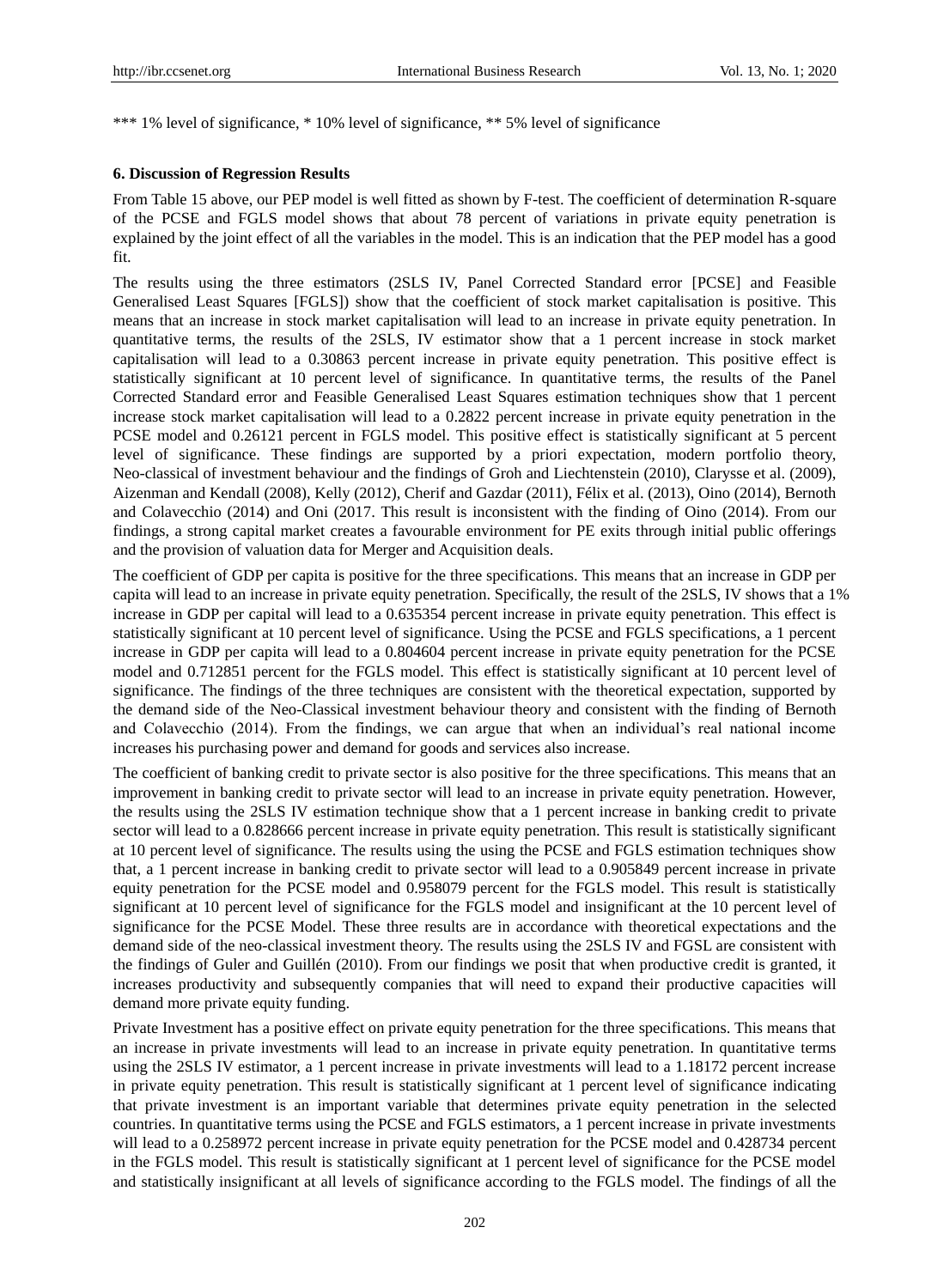*** 1% level of significance, * 10% level of significance, ** 5% level of significance

### 6. Discussion of Regression Results

From Table 15 above, our PEP model is well fitted as shown by F-test. The coefficient of determination R-square of the PCSE and FGLS model shows that about 78 percent of variations in private equity penetration is explained by the joint effect of all the variables in the model. This is an indication that the PEP model has a good fit.

The results using the three estimators (2SLS IV, Panel Corrected Standard error [PCSE] and Feasible Generalised Least Squares [FGLS]) show that the coefficient of stock market capitalisation is positive. This means that an increase in stock market capitalisation will lead to an increase in private equity penetration. In quantitative terms, the results of the 2SLS, IV estimator show that a 1 percent increase in stock market capitalisation will lead to a 0.30863 percent increase in private equity penetration. This positive effect is statistically significant at 10 percent level of significance. In quantitative terms, the results of the Panel Corrected Standard error and Feasible Generalised Least Squares estimation techniques show that 1 percent increase stock market capitalisation will lead to a 0.2822 percent increase in private equity penetration in the PCSE model and 0.26121 percent in FGLS model. This positive effect is statistically significant at 5 percent level of significance. These findings are supported by a priori expectation, modern portfolio theory, Neo-classical of investment behaviour and the findings of Groh and Liechtenstein (2010), Clarysse et al. (2009), Aizenman and Kendall (2008), Kelly (2012), Cherif and Gazdar (2011), Félix et al. (2013), Oino (2014), Bernoth and Colavecchio (2014) and Oni (2017. This result is inconsistent with the finding of Oino (2014). From our findings, a strong capital market creates a favourable environment for PE exits through initial public offerings and the provision of valuation data for Merger and Acquisition deals.

The coefficient of GDP per capita is positive for the three specifications. This means that an increase in GDP per capita will lead to an increase in private equity penetration. Specifically, the result of the 2SLS, IV shows that a 1% increase in GDP per capital will lead to a 0.635354 percent increase in private equity penetration. This effect is statistically significant at 10 percent level of significance. Using the PCSE and FGLS specifications, a 1 percent increase in GDP per capita will lead to a 0.804604 percent increase in private equity penetration for the PCSE model and 0.712851 percent for the FGLS model. This effect is statistically significant at 10 percent level of significance. The findings of the three techniques are consistent with the theoretical expectation, supported by the demand side of the Neo-Classical investment behaviour theory and consistent with the finding of Bernoth and Colavecchio (2014). From the findings, we can argue that when an individual's real national income increases his purchasing power and demand for goods and services also increase.

The coefficient of banking credit to private sector is also positive for the three specifications. This means that an improvement in banking credit to private sector will lead to an increase in private equity penetration. However, the results using the 2SLS IV estimation technique show that a 1 percent increase in banking credit to private sector will lead to a 0.828666 percent increase in private equity penetration. This result is statistically significant at 10 percent level of significance. The results using the using the PCSE and FGLS estimation techniques show that, a 1 percent increase in banking credit to private sector will lead to a 0.905849 percent increase in private equity penetration for the PCSE model and 0.958079 percent for the FGLS model. This result is statistically significant at 10 percent level of significance for the FGLS model and insignificant at the 10 percent level of significance for the PCSE Model. These three results are in accordance with theoretical expectations and the demand side of the neo-classical investment theory. The results using the 2SLS IV and FGSL are consistent with the findings of Guler and Guillén (2010). From our findings we posit that when productive credit is granted, it increases productivity and subsequently companies that will need to expand their productive capacities will demand more private equity funding.

Private Investment has a positive effect on private equity penetration for the three specifications. This means that an increase in private investments will lead to an increase in private equity penetration. In quantitative terms using the 2SLS IV estimator, a 1 percent increase in private investments will lead to a 1.18172 percent increase in private equity penetration. This result is statistically significant at 1 percent level of significance indicating that private investment is an important variable that determines private equity penetration in the selected countries. In quantitative terms using the PCSE and FGLS estimators, a 1 percent increase in private investments will lead to a 0.258972 percent increase in private equity penetration for the PCSE model and 0.428734 percent in the FGLS model. This result is statistically significant at 1 percent level of significance for the PCSE model and statistically insignificant at all levels of significance according to the FGLS model. The findings of all the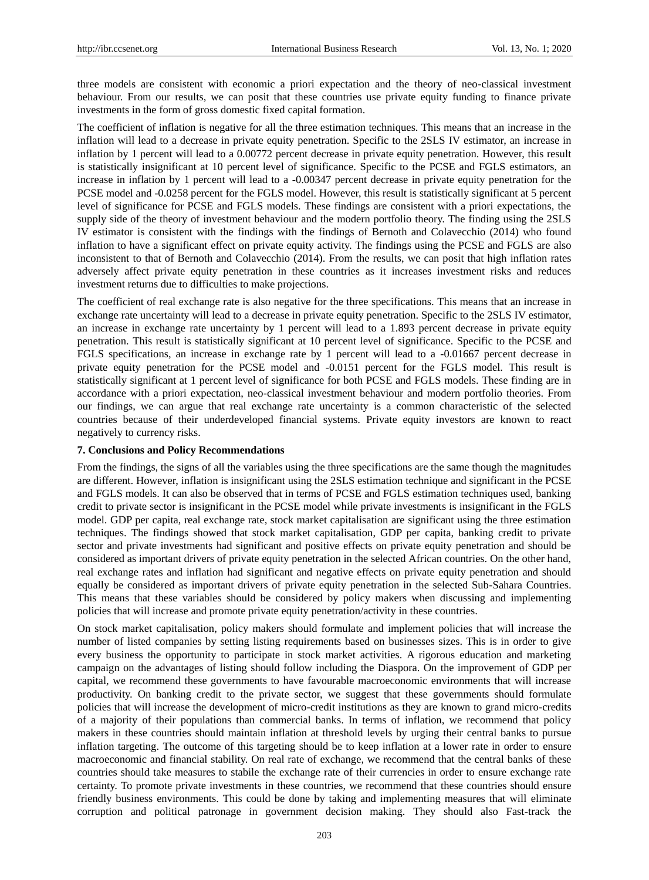three models are consistent with economic a priori expectation and the theory of neo-classical investment behaviour. From our results, we can posit that these countries use private equity funding to finance private investments in the form of gross domestic fixed capital formation.

The coefficient of inflation is negative for all the three estimation techniques. This means that an increase in the inflation will lead to a decrease in private equity penetration. Specific to the 2SLS IV estimator, an increase in inflation by 1 percent will lead to a 0.00772 percent decrease in private equity penetration. However, this result is statistically insignificant at 10 percent level of significance. Specific to the PCSE and FGLS estimators, an increase in inflation by 1 percent will lead to a -0.00347 percent decrease in private equity penetration for the PCSE model and -0.0258 percent for the FGLS model. However, this result is statistically significant at 5 percent level of significance for PCSE and FGLS models. These findings are consistent with a priori expectations, the supply side of the theory of investment behaviour and the modern portfolio theory. The finding using the 2SLS IV estimator is consistent with the findings with the findings of Bernoth and Colavecchio (2014) who found inflation to have a significant effect on private equity activity. The findings using the PCSE and FGLS are also inconsistent to that of Bernoth and Colavecchio (2014). From the results, we can posit that high inflation rates adversely affect private equity penetration in these countries as it increases investment risks and reduces investment returns due to difficulties to make projections.

The coefficient of real exchange rate is also negative for the three specifications. This means that an increase in exchange rate uncertainty will lead to a decrease in private equity penetration. Specific to the 2SLS IV estimator, an increase in exchange rate uncertainty by 1 percent will lead to a 1.893 percent decrease in private equity penetration. This result is statistically significant at 10 percent level of significance. Specific to the PCSE and FGLS specifications, an increase in exchange rate by 1 percent will lead to a -0.01667 percent decrease in private equity penetration for the PCSE model and -0.0151 percent for the FGLS model. This result is statistically significant at 1 percent level of significance for both PCSE and FGLS models. These finding are in accordance with a priori expectation, neo-classical investment behaviour and modern portfolio theories. From our findings, we can argue that real exchange rate uncertainty is a common characteristic of the selected countries because of their underdeveloped financial systems. Private equity investors are known to react negatively to currency risks.

## 7. Conclusions and Policy Recommendations

From the findings, the signs of all the variables using the three specifications are the same though the magnitudes are different. However, inflation is insignificant using the 2SLS estimation technique and significant in the PCSE and FGLS models. It can also be observed that in terms of PCSE and FGLS estimation techniques used, banking credit to private sector is insignificant in the PCSE model while private investments is insignificant in the FGLS model. GDP per capita, real exchange rate, stock market capitalisation are significant using the three estimation techniques. The findings showed that stock market capitalisation, GDP per capita, banking credit to private sector and private investments had significant and positive effects on private equity penetration and should be considered as important drivers of private equity penetration in the selected African countries. On the other hand, real exchange rates and inflation had significant and negative effects on private equity penetration and should equally be considered as important drivers of private equity penetration in the selected Sub-Sahara Countries. This means that these variables should be considered by policy makers when discussing and implementing policies that will increase and promote private equity penetration/activity in these countries.

On stock market capitalisation, policy makers should formulate and implement policies that will increase the number of listed companies by setting listing requirements based on businesses sizes. This is in order to give every business the opportunity to participate in stock market activities. A rigorous education and marketing campaign on the advantages of listing should follow including the Diaspora. On the improvement of GDP per capital, we recommend these governments to have favourable macroeconomic environments that will increase productivity. On banking credit to the private sector, we suggest that these governments should formulate policies that will increase the development of micro-credit institutions as they are known to grand micro-credits of a majority of their populations than commercial banks. In terms of inflation, we recommend that policy makers in these countries should maintain inflation at threshold levels by urging their central banks to pursue inflation targeting. The outcome of this targeting should be to keep inflation at a lower rate in order to ensure macroeconomic and financial stability. On real rate of exchange, we recommend that the central banks of these countries should take measures to stabile the exchange rate of their currencies in order to ensure exchange rate certainty. To promote private investments in these countries, we recommend that these countries should ensure friendly business environments. This could be done by taking and implementing measures that will eliminate corruption and political patronage in government decision making. They should also Fast-track the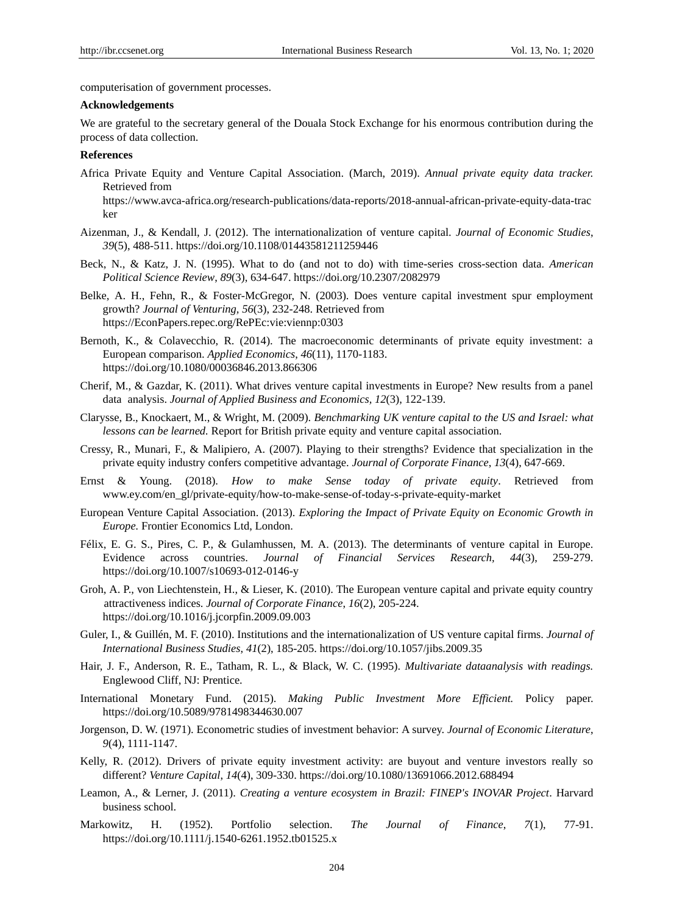computerisation of government processes.

**Acknowledgements**

We are grateful to the secretary general of the Douala Stock Exchange for his enormous contribution during the process of data collection.

**References**

Africa Private Equity and Venture Capital Association. (March, 2019). *Annual private equity data tracker.* Retrieved from https://www.avca-africa.org/research-publications/data-reports/2018-annual-african-private-equity-data-tracker

Aizenman, J., & Kendall, J. (2012). The internationalization of venture capital. *Journal of Economic Studies*, *39*(5), 488-511. https://doi.org/10.1108/01443581211259446

Beck, N., & Katz, J. N. (1995). What to do (and not to do) with time-series cross-section data. *American Political Science Review*, *89*(3), 634-647. https://doi.org/10.2307/2082979

Belke, A. H., Fehn, R., & Foster-McGregor, N. (2003). Does venture capital investment spur employment growth? *Journal of Venturing, 56*(3), 232-248. Retrieved from https://EconPapers.repec.org/RePEc:vie:viennp:0303

Bernoth, K., & Colavecchio, R. (2014). The macroeconomic determinants of private equity investment: a European comparison. *Applied Economics*, *46*(11), 1170-1183. https://doi.org/10.1080/00036846.2013.866306

Cherif, M., & Gazdar, K. (2011). What drives venture capital investments in Europe? New results from a panel data analysis. *Journal of Applied Business and Economics, 12*(3), 122-139.

Clarysse, B., Knockaert, M., & Wright, M. (2009). *Benchmarking UK venture capital to the US and Israel: what lessons can be learned.* Report for British private equity and venture capital association.

Cressy, R., Munari, F., & Malipiero, A. (2007). Playing to their strengths? Evidence that specialization in the private equity industry confers competitive advantage. *Journal of Corporate Finance*, *13*(4), 647-669.

Ernst & Young. (2018). *How to make Sense today of private equity*. Retrieved from www.ey.com/en_gl/private-equity/how-to-make-sense-of-today-s-private-equity-market

European Venture Capital Association. (2013). *Exploring the Impact of Private Equity on Economic Growth in Europe.* Frontier Economics Ltd, London.

Félix, E. G. S., Pires, C. P., & Gulamhussen, M. A. (2013). The determinants of venture capital in Europe. Evidence across countries. *Journal of Financial Services Research*, *44*(3), 259-279. https://doi.org/10.1007/s10693-012-0146-y

Groh, A. P., von Liechtenstein, H., & Lieser, K. (2010). The European venture capital and private equity country attractiveness indices. *Journal of Corporate Finance*, *16*(2), 205-224. https://doi.org/10.1016/j.jcorpfin.2009.09.003

Guler, I., & Guillén, M. F. (2010). Institutions and the internationalization of US venture capital firms. *Journal of International Business Studies*, *41*(2), 185-205. https://doi.org/10.1057/jibs.2009.35

Hair, J. F., Anderson, R. E., Tatham, R. L., & Black, W. C. (1995). *Multivariate dataanalysis with readings.* Englewood Cliff, NJ: Prentice.

International Monetary Fund. (2015). *Making Public Investment More Efficient.* Policy paper. https://doi.org/10.5089/9781498344630.007

Jorgenson, D. W. (1971). Econometric studies of investment behavior: A survey. *Journal of Economic Literature*, *9*(4), 1111-1147.

Kelly, R. (2012). Drivers of private equity investment activity: are buyout and venture investors really so different? *Venture Capital*, *14*(4), 309-330. https://doi.org/10.1080/13691066.2012.688494

Leamon, A., & Lerner, J. (2011). *Creating a venture ecosystem in Brazil: FINEP's INOVAR Project*. Harvard business school.

Markowitz, H. (1952). Portfolio selection. *The Journal of Finance*, *7*(1), 77-91. https://doi.org/10.1111/j.1540-6261.1952.tb01525.x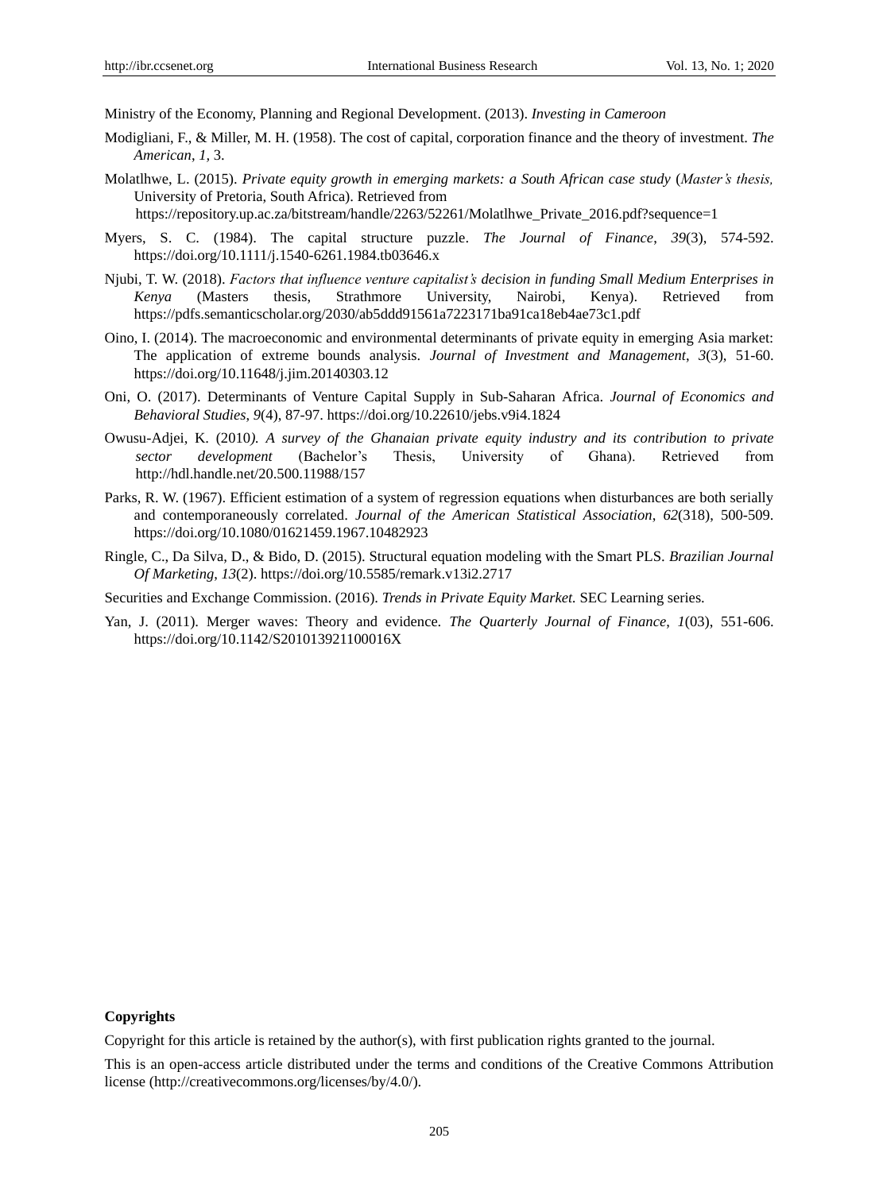Ministry of the Economy, Planning and Regional Development. (2013). *Investing in Cameroon*

Modigliani, F., & Miller, M. H. (1958). The cost of capital, corporation finance and the theory of investment. *The American*, *1*, 3.

Molatlhwe, L. (2015). *Private equity growth in emerging markets: a South African case study* (*Master's thesis,* University of Pretoria, South Africa). Retrieved from https://repository.up.ac.za/bitstream/handle/2263/52261/Molatlhwe_Private_2016.pdf?sequence=1

Myers, S. C. (1984). The capital structure puzzle. *The Journal of Finance*, *39*(3), 574-592. https://doi.org/10.1111/j.1540-6261.1984.tb03646.x

Njubi, T. W. (2018). *Factors that influence venture capitalist's decision in funding Small Medium Enterprises in Kenya* (Masters thesis, Strathmore University, Nairobi, Kenya). Retrieved from https://pdfs.semanticscholar.org/2030/ab5ddd91561a7223171ba91ca18eb4ae73c1.pdf

Oino, I. (2014). The macroeconomic and environmental determinants of private equity in emerging Asia market: The application of extreme bounds analysis. *Journal of Investment and Management*, *3*(3), 51-60. https://doi.org/10.11648/j.jim.20140303.12

Oni, O. (2017). Determinants of Venture Capital Supply in Sub-Saharan Africa. *Journal of Economics and Behavioral Studies*, *9*(4), 87-97. https://doi.org/10.22610/jebs.v9i4.1824

Owusu-Adjei, K. (2010*). A survey of the Ghanaian private equity industry and its contribution to private sector development* (Bachelor's Thesis, University of Ghana). Retrieved from http://hdl.handle.net/20.500.11988/157

Parks, R. W. (1967). Efficient estimation of a system of regression equations when disturbances are both serially and contemporaneously correlated. *Journal of the American Statistical Association*, *62*(318), 500-509. https://doi.org/10.1080/01621459.1967.10482923

Ringle, C., Da Silva, D., & Bido, D. (2015). Structural equation modeling with the Smart PLS. *Brazilian Journal Of Marketing*, *13*(2). https://doi.org/10.5585/remark.v13i2.2717

Securities and Exchange Commission. (2016). *Trends in Private Equity Market.* SEC Learning series.

Yan, J. (2011). Merger waves: Theory and evidence. *The Quarterly Journal of Finance*, *1*(03), 551-606. https://doi.org/10.1142/S201013921100016X

**Copyrights**

Copyright for this article is retained by the author(s), with first publication rights granted to the journal.

This is an open-access article distributed under the terms and conditions of the Creative Commons Attribution license (http://creativecommons.org/licenses/by/4.0/).